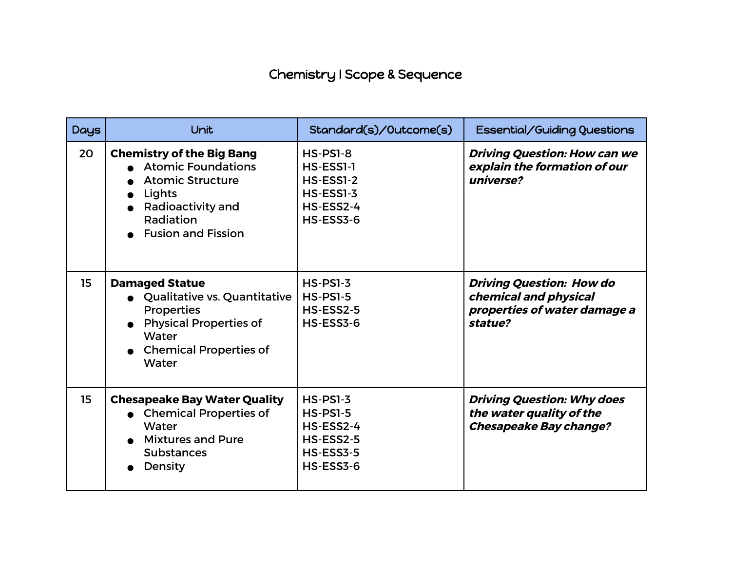# Chemistry I Scope & Sequence

| Days | Unit | Standard(s)/Outcome(s) | Essential/Guiding Questions |
|---|---|---|---|
| 20 | **Chemistry of the Big Bang**<br>• Atomic Foundations<br>• Atomic Structure<br>• Lights<br>• Radioactivity and Radiation<br>• Fusion and Fission | HS-PS1-8<br>HS-ESS1-1<br>HS-ESS1-2<br>HS-ESS1-3<br>HS-ESS2-4<br>HS-ESS3-6 | ***Driving Question: How can we explain the formation of our universe?*** |
| 15 | **Damaged Statue**<br>• Qualitative vs. Quantitative Properties<br>• Physical Properties of Water<br>• Chemical Properties of Water | HS-PS1-3<br>HS-PS1-5<br>HS-ESS2-5<br>HS-ESS3-6 | ***Driving Question: How do chemical and physical properties of water damage a statue?*** |
| 15 | **Chesapeake Bay Water Quality**<br>• Chemical Properties of Water<br>• Mixtures and Pure Substances<br>• Density | HS-PS1-3<br>HS-PS1-5<br>HS-ESS2-4<br>HS-ESS2-5<br>HS-ESS3-5<br>HS-ESS3-6 | ***Driving Question: Why does the water quality of the Chesapeake Bay change?*** |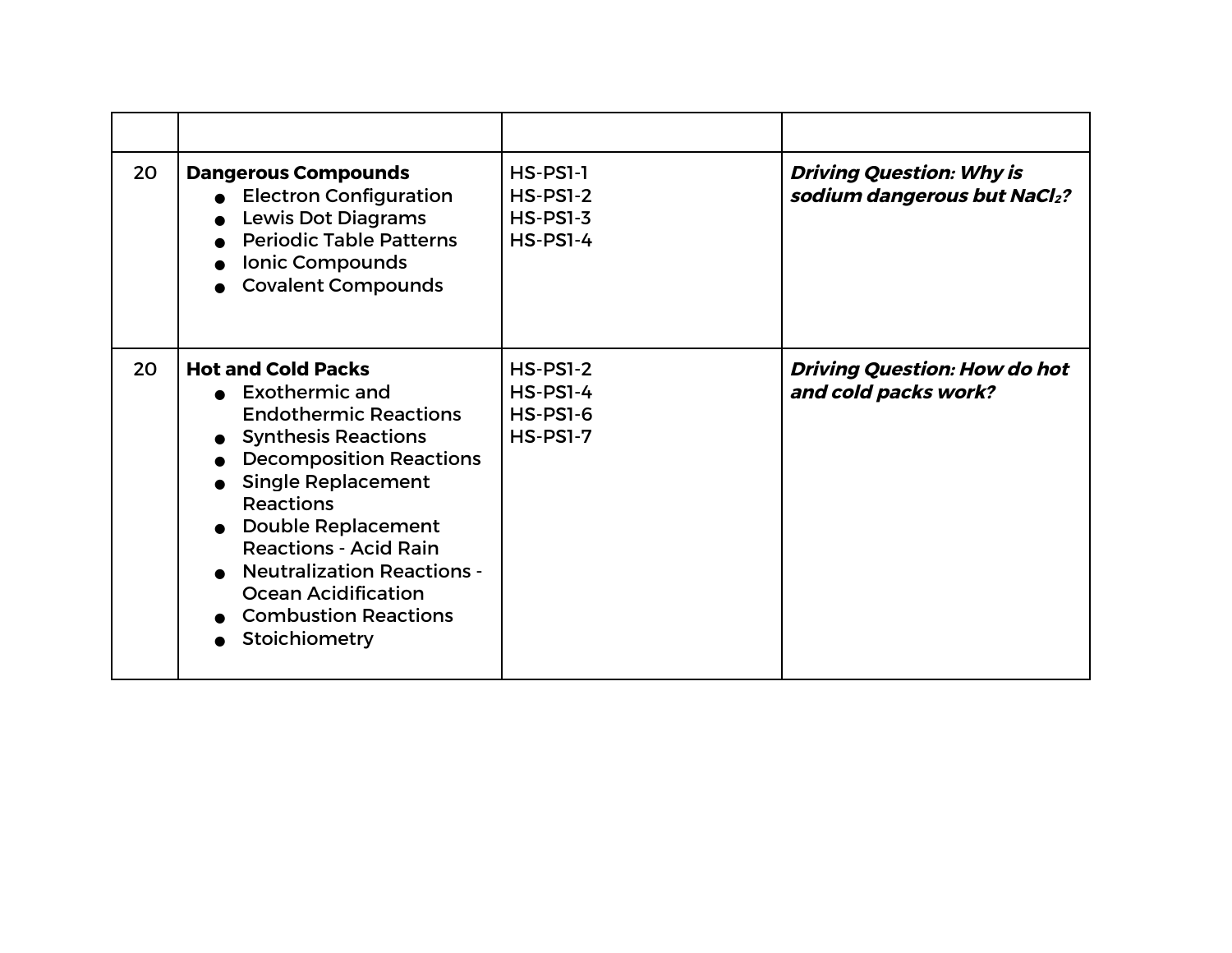| | | | |
|---|---|---|---|
| 20 | **Dangerous Compounds**<br>● Electron Configuration<br>● Lewis Dot Diagrams<br>● Periodic Table Patterns<br>● Ionic Compounds<br>● Covalent Compounds | HS-PS1-1<br>HS-PS1-2<br>HS-PS1-3<br>HS-PS1-4 | ***Driving Question: Why is sodium dangerous but $NaCl_2$?*** |
| 20 | **Hot and Cold Packs**<br>● Exothermic and Endothermic Reactions<br>● Synthesis Reactions<br>● Decomposition Reactions<br>● Single Replacement Reactions<br>● Double Replacement Reactions - Acid Rain<br>● Neutralization Reactions - Ocean Acidification<br>● Combustion Reactions<br>● Stoichiometry | HS-PS1-2<br>HS-PS1-4<br>HS-PS1-6<br>HS-PS1-7 | ***Driving Question: How do hot and cold packs work?*** |